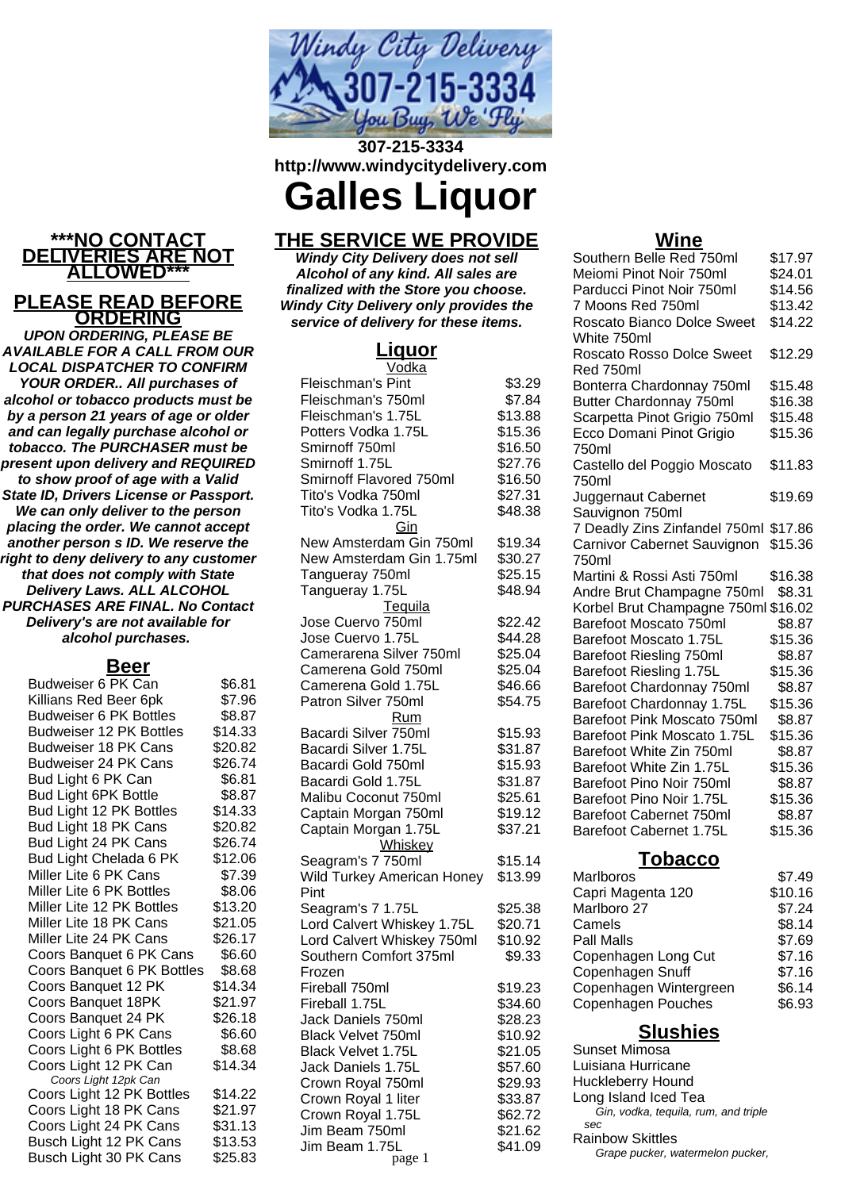Windy City Delivery 307-215-3334 You Buy, We 'Fly'

**307-215-3334**
**http://www.windycitydelivery.com**

# Galles Liquor

## ***NO CONTACT DELIVERIES ARE NOT ALLOWED***

## PLEASE READ BEFORE ORDERING

***UPON ORDERING, PLEASE BE AVAILABLE FOR A CALL FROM OUR LOCAL DISPATCHER TO CONFIRM YOUR ORDER.. All purchases of alcohol or tobacco products must be by a person 21 years of age or older and can legally purchase alcohol or tobacco. The PURCHASER must be present upon delivery and REQUIRED to show proof of age with a Valid State ID, Drivers License or Passport. We can only deliver to the person placing the order. We cannot accept another person s ID. We reserve the right to deny delivery to any customer that does not comply with State Delivery Laws. ALL ALCOHOL PURCHASES ARE FINAL. No Contact Delivery's are not available for alcohol purchases.***

## Beer

| Item | Price |
|---|---|
| Budweiser 6 PK Can | $6.81 |
| Killians Red Beer 6pk | $7.96 |
| Budweiser 6 PK Bottles | $8.87 |
| Budweiser 12 PK Bottles | $14.33 |
| Budweiser 18 PK Cans | $20.82 |
| Budweiser 24 PK Cans | $26.74 |
| Bud Light 6 PK Can | $6.81 |
| Bud Light 6PK Bottle | $8.87 |
| Bud Light 12 PK Bottles | $14.33 |
| Bud Light 18 PK Cans | $20.82 |
| Bud Light 24 PK Cans | $26.74 |
| Bud Light Chelada 6 PK | $12.06 |
| Miller Lite 6 PK Cans | $7.39 |
| Miller Lite 6 PK Bottles | $8.06 |
| Miller Lite 12 PK Bottles | $13.20 |
| Miller Lite 18 PK Cans | $21.05 |
| Miller Lite 24 PK Cans | $26.17 |
| Coors Banquet 6 PK Cans | $6.60 |
| Coors Banquet 6 PK Bottles | $8.68 |
| Coors Banquet 12 PK | $14.34 |
| Coors Banquet 18PK | $21.97 |
| Coors Banquet 24 PK | $26.18 |
| Coors Light 6 PK Cans | $6.60 |
| Coors Light 6 PK Bottles | $8.68 |
| Coors Light 12 PK Can<br>*Coors Light 12pk Can* | $14.34 |
| Coors Light 12 PK Bottles | $14.22 |
| Coors Light 18 PK Cans | $21.97 |
| Coors Light 24 PK Cans | $31.13 |
| Busch Light 12 PK Cans | $13.53 |
| Busch Light 30 PK Cans | $25.83 |

## THE SERVICE WE PROVIDE

***Windy City Delivery does not sell Alcohol of any kind. All sales are finalized with the Store you choose. Windy City Delivery only provides the service of delivery for these items.***

## Liquor

| Item | Price |
|---|---|
| **Vodka** | |
| Fleischman's Pint | $3.29 |
| Fleischman's 750ml | $7.84 |
| Fleischman's 1.75L | $13.88 |
| Potters Vodka 1.75L | $15.36 |
| Smirnoff 750ml | $16.50 |
| Smirnoff 1.75L | $27.76 |
| Smirnoff Flavored 750ml | $16.50 |
| Tito's Vodka 750ml | $27.31 |
| Tito's Vodka 1.75L | $48.38 |
| **Gin** | |
| New Amsterdam Gin 750ml | $19.34 |
| New Amsterdam Gin 1.75ml | $30.27 |
| Tangueray 750ml | $25.15 |
| Tangueray 1.75L | $48.94 |
| **Tequila** | |
| Jose Cuervo 750ml | $22.42 |
| Jose Cuervo 1.75L | $44.28 |
| Camerarena Silver 750ml | $25.04 |
| Camerena Gold 750ml | $25.04 |
| Camerena Gold 1.75L | $46.66 |
| Patron Silver 750ml | $54.75 |
| **Rum** | |
| Bacardi Silver 750ml | $15.93 |
| Bacardi Silver 1.75L | $31.87 |
| Bacardi Gold 750ml | $15.93 |
| Bacardi Gold 1.75L | $31.87 |
| Malibu Coconut 750ml | $25.61 |
| Captain Morgan 750ml | $19.12 |
| Captain Morgan 1.75L | $37.21 |
| **Whiskey** | |
| Seagram's 7 750ml | $15.14 |
| Wild Turkey American Honey Pint | $13.99 |
| Seagram's 7 1.75L | $25.38 |
| Lord Calvert Whiskey 1.75L | $20.71 |
| Lord Calvert Whiskey 750ml | $10.92 |
| Southern Comfort 375ml Frozen | $9.33 |
| Fireball 750ml | $19.23 |
| Fireball 1.75L | $34.60 |
| Jack Daniels 750ml | $28.23 |
| Black Velvet 750ml | $10.92 |
| Black Velvet 1.75L | $21.05 |
| Jack Daniels 1.75L | $57.60 |
| Crown Royal 750ml | $29.93 |
| Crown Royal 1 liter | $33.87 |
| Crown Royal 1.75L | $62.72 |
| Jim Beam 750ml | $21.62 |
| Jim Beam 1.75L | $41.09 |

## Wine

| Item | Price |
|---|---|
| Southern Belle Red 750ml | $17.97 |
| Meiomi Pinot Noir 750ml | $24.01 |
| Parducci Pinot Noir 750ml | $14.56 |
| 7 Moons Red 750ml | $13.42 |
| Roscato Bianco Dolce Sweet White 750ml | $14.22 |
| Roscato Rosso Dolce Sweet Red 750ml | $12.29 |
| Bonterra Chardonnay 750ml | $15.48 |
| Butter Chardonnay 750ml | $16.38 |
| Scarpetta Pinot Grigio 750ml | $15.48 |
| Ecco Domani Pinot Grigio 750ml | $15.36 |
| Castello del Poggio Moscato 750ml | $11.83 |
| Juggernaut Cabernet Sauvignon 750ml | $19.69 |
| 7 Deadly Zins Zinfandel 750ml | $17.86 |
| Carnivor Cabernet Sauvignon 750ml | $15.36 |
| Martini & Rossi Asti 750ml | $16.38 |
| Andre Brut Champagne 750ml | $8.31 |
| Korbel Brut Champagne 750ml | $16.02 |
| Barefoot Moscato 750ml | $8.87 |
| Barefoot Moscato 1.75L | $15.36 |
| Barefoot Riesling 750ml | $8.87 |
| Barefoot Riesling 1.75L | $15.36 |
| Barefoot Chardonnay 750ml | $8.87 |
| Barefoot Chardonnay 1.75L | $15.36 |
| Barefoot Pink Moscato 750ml | $8.87 |
| Barefoot Pink Moscato 1.75L | $15.36 |
| Barefoot White Zin 750ml | $8.87 |
| Barefoot White Zin 1.75L | $15.36 |
| Barefoot Pino Noir 750ml | $8.87 |
| Barefoot Pino Noir 1.75L | $15.36 |
| Barefoot Cabernet 750ml | $8.87 |
| Barefoot Cabernet 1.75L | $15.36 |

## Tobacco

| Item | Price |
|---|---|
| Marlboros | $7.49 |
| Capri Magenta 120 | $10.16 |
| Marlboro 27 | $7.24 |
| Camels | $8.14 |
| Pall Malls | $7.69 |
| Copenhagen Long Cut | $7.16 |
| Copenhagen Snuff | $7.16 |
| Copenhagen Wintergreen | $6.14 |
| Copenhagen Pouches | $6.93 |

## Slushies

Sunset Mimosa

Luisiana Hurricane

Huckleberry Hound

Long Island Iced Tea
*Gin, vodka, tequila, rum, and triple sec*

Rainbow Skittles
*Grape pucker, watermelon pucker,*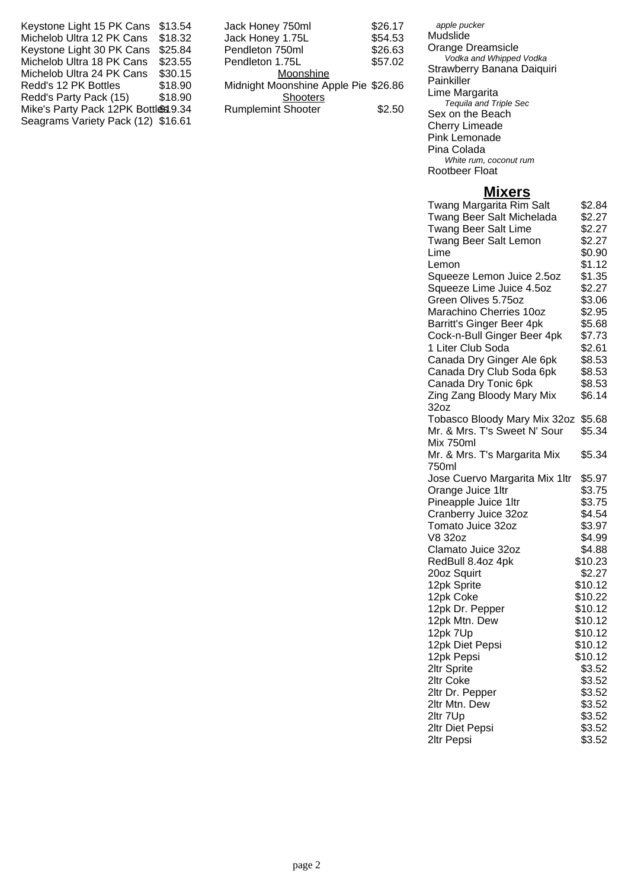| | |
|---|---|
| Keystone Light 15 PK Cans | $13.54 |
| Michelob Ultra 12 PK Cans | $18.32 |
| Keystone Light 30 PK Cans | $25.84 |
| Michelob Ultra 18 PK Cans | $23.55 |
| Michelob Ultra 24 PK Cans | $30.15 |
| Redd's 12 PK Bottles | $18.90 |
| Redd's Party Pack (15) | $18.90 |
| Mike's Party Pack 12PK Bottles | $19.34 |
| Seagrams Variety Pack (12) | $16.61 |

| | |
|---|---|
| Jack Honey 750ml | $26.17 |
| Jack Honey 1.75L | $54.53 |
| Pendleton 750ml | $26.63 |
| Pendleton 1.75L | $57.02 |

Moonshine

| | |
|---|---|
| Midnight Moonshine Apple Pie | $26.86 |

Shooters

| | |
|---|---|
| Rumplemint Shooter | $2.50 |

*apple pucker*

Mudslide

Orange Dreamsicle

*Vodka and Whipped Vodka*

Strawberry Banana Daiquiri

Painkiller

Lime Margarita

*Tequila and Triple Sec*

Sex on the Beach

Cherry Limeade

Pink Lemonade

Pina Colada

*White rum, coconut rum*

Rootbeer Float

## Mixers

| | |
|---|---|
| Twang Margarita Rim Salt | $2.84 |
| Twang Beer Salt Michelada | $2.27 |
| Twang Beer Salt Lime | $2.27 |
| Twang Beer Salt Lemon | $2.27 |
| Lime | $0.90 |
| Lemon | $1.12 |
| Squeeze Lemon Juice 2.5oz | $1.35 |
| Squeeze Lime Juice 4.5oz | $2.27 |
| Green Olives 5.75oz | $3.06 |
| Marachino Cherries 10oz | $2.95 |
| Barritt's Ginger Beer 4pk | $5.68 |
| Cock-n-Bull Ginger Beer 4pk | $7.73 |
| 1 Liter Club Soda | $2.61 |
| Canada Dry Ginger Ale 6pk | $8.53 |
| Canada Dry Club Soda 6pk | $8.53 |
| Canada Dry Tonic 6pk | $8.53 |
| Zing Zang Bloody Mary Mix 32oz | $6.14 |
| Tobasco Bloody Mary Mix 32oz | $5.68 |
| Mr. & Mrs. T's Sweet N' Sour Mix 750ml | $5.34 |
| Mr. & Mrs. T's Margarita Mix 750ml | $5.34 |
| Jose Cuervo Margarita Mix 1ltr | $5.97 |
| Orange Juice 1ltr | $3.75 |
| Pineapple Juice 1ltr | $3.75 |
| Cranberry Juice 32oz | $4.54 |
| Tomato Juice 32oz | $3.97 |
| V8 32oz | $4.99 |
| Clamato Juice 32oz | $4.88 |
| RedBull 8.4oz 4pk | $10.23 |
| 20oz Squirt | $2.27 |
| 12pk Sprite | $10.12 |
| 12pk Coke | $10.22 |
| 12pk Dr. Pepper | $10.12 |
| 12pk Mtn. Dew | $10.12 |
| 12pk 7Up | $10.12 |
| 12pk Diet Pepsi | $10.12 |
| 12pk Pepsi | $10.12 |
| 2ltr Sprite | $3.52 |
| 2ltr Coke | $3.52 |
| 2ltr Dr. Pepper | $3.52 |
| 2ltr Mtn. Dew | $3.52 |
| 2ltr 7Up | $3.52 |
| 2ltr Diet Pepsi | $3.52 |
| 2ltr Pepsi | $3.52 |